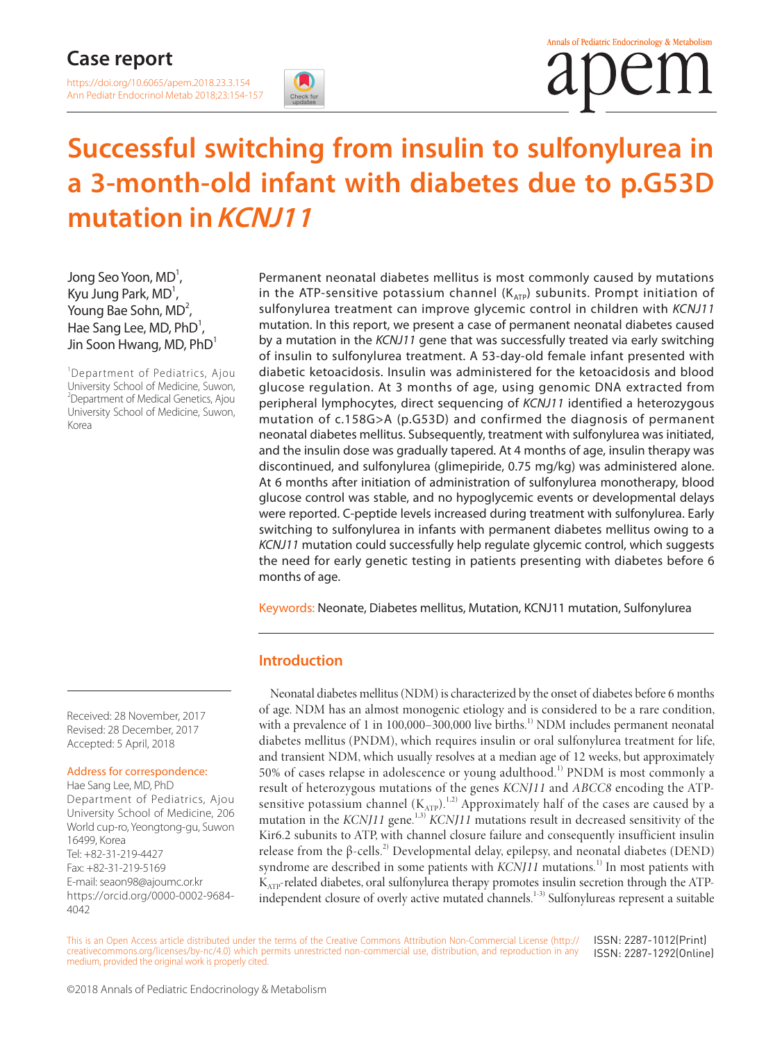Case report

https://doi.org/10.6065/apem.2018.23.3.154
Ann Pediatr Endocrinol Metab 2018;23:154-157

# Successful switching from insulin to sulfonylurea in a 3-month-old infant with diabetes due to p.G53D mutation in *KCNJ11*

Jong Seo Yoon, MD[1], Kyu Jung Park, MD[1], Young Bae Sohn, MD[2], Hae Sang Lee, MD, PhD[1], Jin Soon Hwang, MD, PhD[1]

[1]Department of Pediatrics, Ajou University School of Medicine, Suwon, [2]Department of Medical Genetics, Ajou University School of Medicine, Suwon, Korea

Permanent neonatal diabetes mellitus is most commonly caused by mutations in the ATP-sensitive potassium channel ($K_{ATP}$) subunits. Prompt initiation of sulfonylurea treatment can improve glycemic control in children with *KCNJ11* mutation. In this report, we present a case of permanent neonatal diabetes caused by a mutation in the *KCNJ11* gene that was successfully treated via early switching of insulin to sulfonylurea treatment. A 53-day-old female infant presented with diabetic ketoacidosis. Insulin was administered for the ketoacidosis and blood glucose regulation. At 3 months of age, using genomic DNA extracted from peripheral lymphocytes, direct sequencing of *KCNJ11* identified a heterozygous mutation of c.158G>A (p.G53D) and confirmed the diagnosis of permanent neonatal diabetes mellitus. Subsequently, treatment with sulfonylurea was initiated, and the insulin dose was gradually tapered. At 4 months of age, insulin therapy was discontinued, and sulfonylurea (glimepiride, 0.75 mg/kg) was administered alone. At 6 months after initiation of administration of sulfonylurea monotherapy, blood glucose control was stable, and no hypoglycemic events or developmental delays were reported. C-peptide levels increased during treatment with sulfonylurea. Early switching to sulfonylurea in infants with permanent diabetes mellitus owing to a *KCNJ11* mutation could successfully help regulate glycemic control, which suggests the need for early genetic testing in patients presenting with diabetes before 6 months of age.

Keywords: Neonate, Diabetes mellitus, Mutation, KCNJ11 mutation, Sulfonylurea

## Introduction

Neonatal diabetes mellitus (NDM) is characterized by the onset of diabetes before 6 months of age. NDM has an almost monogenic etiology and is considered to be a rare condition, with a prevalence of 1 in 100,000–300,000 live births.[1)] NDM includes permanent neonatal diabetes mellitus (PNDM), which requires insulin or oral sulfonylurea treatment for life, and transient NDM, which usually resolves at a median age of 12 weeks, but approximately 50% of cases relapse in adolescence or young adulthood.[1)] PNDM is most commonly a result of heterozygous mutations of the genes *KCNJ11* and *ABCC8* encoding the ATP-sensitive potassium channel ($K_{ATP}$).[1,2)] Approximately half of the cases are caused by a mutation in the *KCNJ11* gene.[1,3)] *KCNJ11* mutations result in decreased sensitivity of the Kir6.2 subunits to ATP, with channel closure failure and consequently insufficient insulin release from the β-cells.[2)] Developmental delay, epilepsy, and neonatal diabetes (DEND) syndrome are described in some patients with *KCNJ11* mutations.[1)] In most patients with $K_{ATP}$-related diabetes, oral sulfonylurea therapy promotes insulin secretion through the ATP-independent closure of overly active mutated channels.[1-3)] Sulfonylureas represent a suitable

Received: 28 November, 2017
Revised: 28 December, 2017
Accepted: 5 April, 2018

Address for correspondence:
Hae Sang Lee, MD, PhD
Department of Pediatrics, Ajou University School of Medicine, 206 World cup-ro, Yeongtong-gu, Suwon 16499, Korea
Tel: +82-31-219-4427
Fax: +82-31-219-5169
E-mail: seaon98@ajoumc.or.kr
https://orcid.org/0000-0002-9684-4042

This is an Open Access article distributed under the terms of the Creative Commons Attribution Non-Commercial License (http://creativecommons.org/licenses/by-nc/4.0) which permits unrestricted non-commercial use, distribution, and reproduction in any medium, provided the original work is properly cited.

ISSN: 2287-1012(Print)
ISSN: 2287-1292(Online)

©2018 Annals of Pediatric Endocrinology & Metabolism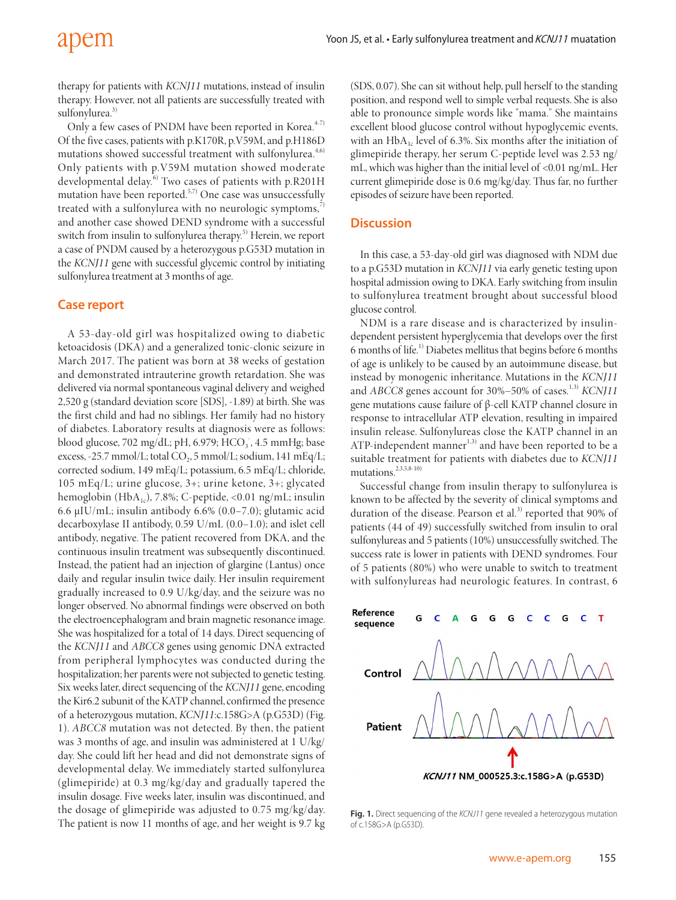therapy for patients with *KCNJ11* mutations, instead of insulin therapy. However, not all patients are successfully treated with sulfonylurea.[3)]

Only a few cases of PNDM have been reported in Korea.[4-7)] Of the five cases, patients with p.K170R, p.V59M, and p.H186D mutations showed successful treatment with sulfonylurea.[4,6)] Only patients with p.V59M mutation showed moderate developmental delay.[6)] Two cases of patients with p.R201H mutation have been reported.[5,7)] One case was unsuccessfully treated with a sulfonylurea with no neurologic symptoms,[7)] and another case showed DEND syndrome with a successful switch from insulin to sulfonylurea therapy.[5)] Herein, we report a case of PNDM caused by a heterozygous p.G53D mutation in the *KCNJ11* gene with successful glycemic control by initiating sulfonylurea treatment at 3 months of age.

## Case report

A 53-day-old girl was hospitalized owing to diabetic ketoacidosis (DKA) and a generalized tonic-clonic seizure in March 2017. The patient was born at 38 weeks of gestation and demonstrated intrauterine growth retardation. She was delivered via normal spontaneous vaginal delivery and weighed 2,520 g (standard deviation score [SDS], -1.89) at birth. She was the first child and had no siblings. Her family had no history of diabetes. Laboratory results at diagnosis were as follows: blood glucose, 702 mg/dL; pH, 6.979; $HCO_3^-$, 4.5 mmHg; base excess, -25.7 mmol/L; total $CO_2$, 5 mmol/L; sodium, 141 mEq/L; corrected sodium, 149 mEq/L; potassium, 6.5 mEq/L; chloride, 105 mEq/L; urine glucose, 3+; urine ketone, 3+; glycated hemoglobin ($HbA_{1c}$), 7.8%; C-peptide, <0.01 ng/mL; insulin 6.6 μIU/mL; insulin antibody 6.6% (0.0–7.0); glutamic acid decarboxylase II antibody, 0.59 U/mL (0.0–1.0); and islet cell antibody, negative. The patient recovered from DKA, and the continuous insulin treatment was subsequently discontinued. Instead, the patient had an injection of glargine (Lantus) once daily and regular insulin twice daily. Her insulin requirement gradually increased to 0.9 U/kg/day, and the seizure was no longer observed. No abnormal findings were observed on both the electroencephalogram and brain magnetic resonance image. She was hospitalized for a total of 14 days. Direct sequencing of the *KCNJ11* and *ABCC8* genes using genomic DNA extracted from peripheral lymphocytes was conducted during the hospitalization; her parents were not subjected to genetic testing. Six weeks later, direct sequencing of the *KCNJ11* gene, encoding the Kir6.2 subunit of the KATP channel, confirmed the presence of a heterozygous mutation, *KCNJ11*:c.158G>A (p.G53D) (Fig. 1). *ABCC8* mutation was not detected. By then, the patient was 3 months of age, and insulin was administered at 1 U/kg/day. She could lift her head and did not demonstrate signs of developmental delay. We immediately started sulfonylurea (glimepiride) at 0.3 mg/kg/day and gradually tapered the insulin dosage. Five weeks later, insulin was discontinued, and the dosage of glimepiride was adjusted to 0.75 mg/kg/day. The patient is now 11 months of age, and her weight is 9.7 kg (SDS, 0.07). She can sit without help, pull herself to the standing position, and respond well to simple verbal requests. She is also able to pronounce simple words like "mama." She maintains excellent blood glucose control without hypoglycemic events, with an $HbA_{1c}$ level of 6.3%. Six months after the initiation of glimepiride therapy, her serum C-peptide level was 2.53 ng/mL, which was higher than the initial level of <0.01 ng/mL. Her current glimepiride dose is 0.6 mg/kg/day. Thus far, no further episodes of seizure have been reported.

## Discussion

In this case, a 53-day-old girl was diagnosed with NDM due to a p.G53D mutation in *KCNJ11* via early genetic testing upon hospital admission owing to DKA. Early switching from insulin to sulfonylurea treatment brought about successful blood glucose control.

NDM is a rare disease and is characterized by insulin-dependent persistent hyperglycemia that develops over the first 6 months of life.[1)] Diabetes mellitus that begins before 6 months of age is unlikely to be caused by an autoimmune disease, but instead by monogenic inheritance. Mutations in the *KCNJ11* and *ABCC8* genes account for 30%–50% of cases.[1,3)] *KCNJ11* gene mutations cause failure of β-cell KATP channel closure in response to intracellular ATP elevation, resulting in impaired insulin release. Sulfonylureas close the KATP channel in an ATP-independent manner[1,3)] and have been reported to be a suitable treatment for patients with diabetes due to *KCNJ11* mutations.[2,3,5,8-10)]

Successful change from insulin therapy to sulfonylurea is known to be affected by the severity of clinical symptoms and duration of the disease. Pearson et al.[3)] reported that 90% of patients (44 of 49) successfully switched from insulin to oral sulfonylureas and 5 patients (10%) unsuccessfully switched. The success rate is lower in patients with DEND syndromes. Four of 5 patients (80%) who were unable to switch to treatment with sulfonylureas had neurologic features. In contrast, 6

Reference sequence: G C A G G G C C G C T

Control

Patient

*KCNJ11* NM_000525.3:c.158G>A (p.G53D)

**Fig. 1.** Direct sequencing of the *KCNJ11* gene revealed a heterozygous mutation of c.158G>A (p.G53D).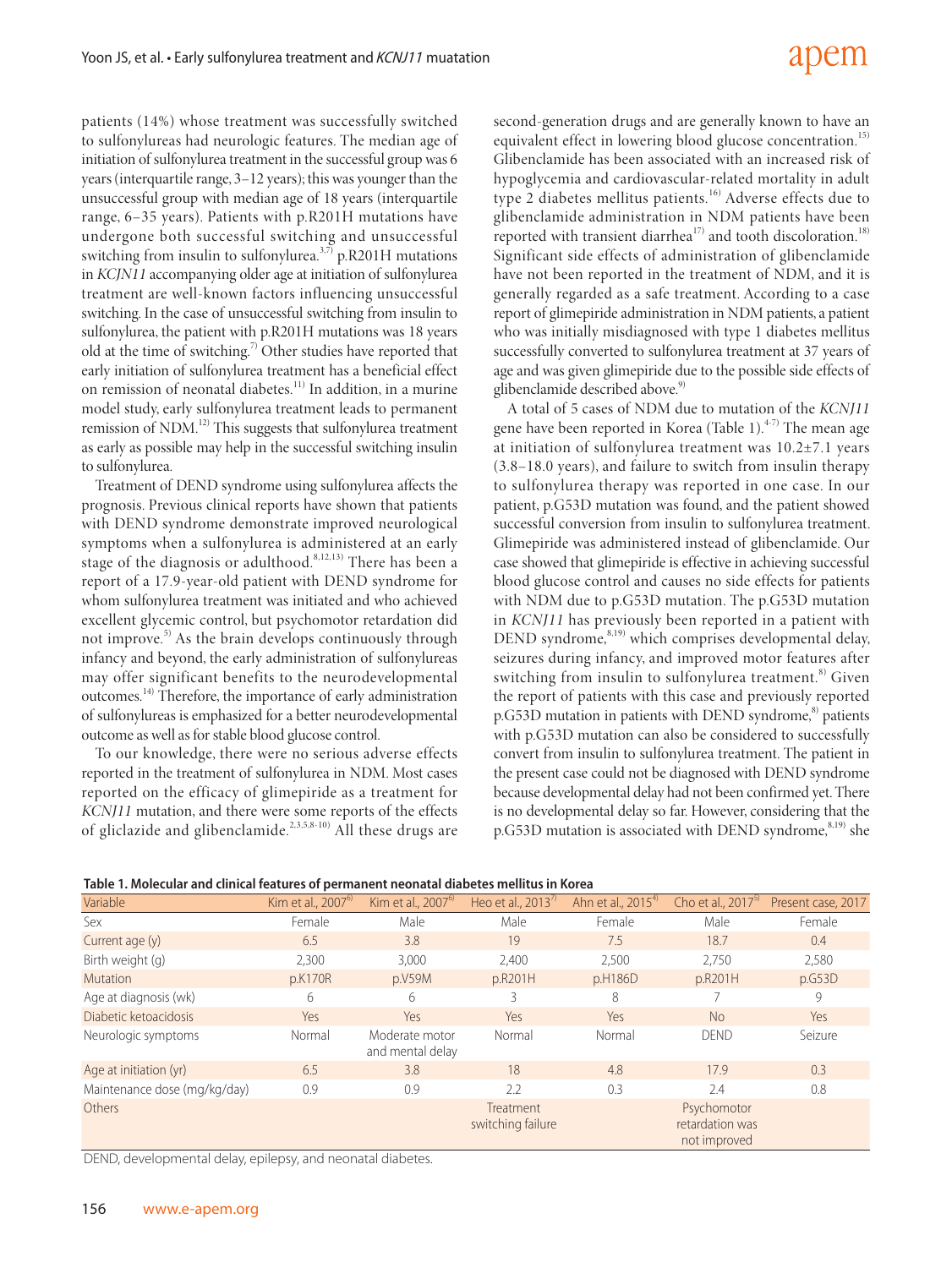patients (14%) whose treatment was successfully switched to sulfonylureas had neurologic features. The median age of initiation of sulfonylurea treatment in the successful group was 6 years (interquartile range, 3–12 years); this was younger than the unsuccessful group with median age of 18 years (interquartile range, 6–35 years). Patients with p.R201H mutations have undergone both successful switching and unsuccessful switching from insulin to sulfonylurea.[3,7] p.R201H mutations in *KCJN11* accompanying older age at initiation of sulfonylurea treatment are well-known factors influencing unsuccessful switching. In the case of unsuccessful switching from insulin to sulfonylurea, the patient with p.R201H mutations was 18 years old at the time of switching.[7] Other studies have reported that early initiation of sulfonylurea treatment has a beneficial effect on remission of neonatal diabetes.[11] In addition, in a murine model study, early sulfonylurea treatment leads to permanent remission of NDM.[12] This suggests that sulfonylurea treatment as early as possible may help in the successful switching insulin to sulfonylurea.

Treatment of DEND syndrome using sulfonylurea affects the prognosis. Previous clinical reports have shown that patients with DEND syndrome demonstrate improved neurological symptoms when a sulfonylurea is administered at an early stage of the diagnosis or adulthood.[8,12,13] There has been a report of a 17.9-year-old patient with DEND syndrome for whom sulfonylurea treatment was initiated and who achieved excellent glycemic control, but psychomotor retardation did not improve.[5] As the brain develops continuously through infancy and beyond, the early administration of sulfonylureas may offer significant benefits to the neurodevelopmental outcomes.[14] Therefore, the importance of early administration of sulfonylureas is emphasized for a better neurodevelopmental outcome as well as for stable blood glucose control.

To our knowledge, there were no serious adverse effects reported in the treatment of sulfonylurea in NDM. Most cases reported on the efficacy of glimepiride as a treatment for *KCNJ11* mutation, and there were some reports of the effects of gliclazide and glibenclamide.[2,3,5,8-10] All these drugs are second-generation drugs and are generally known to have an equivalent effect in lowering blood glucose concentration.[15] Glibenclamide has been associated with an increased risk of hypoglycemia and cardiovascular-related mortality in adult type 2 diabetes mellitus patients.[16] Adverse effects due to glibenclamide administration in NDM patients have been reported with transient diarrhea[17] and tooth discoloration.[18] Significant side effects of administration of glibenclamide have not been reported in the treatment of NDM, and it is generally regarded as a safe treatment. According to a case report of glimepiride administration in NDM patients, a patient who was initially misdiagnosed with type 1 diabetes mellitus successfully converted to sulfonylurea treatment at 37 years of age and was given glimepiride due to the possible side effects of glibenclamide described above.[9]

A total of 5 cases of NDM due to mutation of the *KCNJ11* gene have been reported in Korea (Table 1).[4-7] The mean age at initiation of sulfonylurea treatment was 10.2±7.1 years (3.8–18.0 years), and failure to switch from insulin therapy to sulfonylurea therapy was reported in one case. In our patient, p.G53D mutation was found, and the patient showed successful conversion from insulin to sulfonylurea treatment. Glimepiride was administered instead of glibenclamide. Our case showed that glimepiride is effective in achieving successful blood glucose control and causes no side effects for patients with NDM due to p.G53D mutation. The p.G53D mutation in *KCNJ11* has previously been reported in a patient with DEND syndrome,[8,19] which comprises developmental delay, seizures during infancy, and improved motor features after switching from insulin to sulfonylurea treatment.[8] Given the report of patients with this case and previously reported p.G53D mutation in patients with DEND syndrome,[8] patients with p.G53D mutation can also be considered to successfully convert from insulin to sulfonylurea treatment. The patient in the present case could not be diagnosed with DEND syndrome because developmental delay had not been confirmed yet. There is no developmental delay so far. However, considering that the p.G53D mutation is associated with DEND syndrome,[8,19] she

**Table 1. Molecular and clinical features of permanent neonatal diabetes mellitus in Korea**

| Variable | Kim et al., 2007[6] | Kim et al., 2007[6] | Heo et al., 2013[7] | Ahn et al., 2015[4] | Cho et al., 2017[5] | Present case, 2017 |
|---|---|---|---|---|---|---|
| Sex | Female | Male | Male | Female | Male | Female |
| Current age (y) | 6.5 | 3.8 | 19 | 7.5 | 18.7 | 0.4 |
| Birth weight (g) | 2,300 | 3,000 | 2,400 | 2,500 | 2,750 | 2,580 |
| Mutation | p.K170R | p.V59M | p.R201H | p.H186D | p.R201H | p.G53D |
| Age at diagnosis (wk) | 6 | 6 | 3 | 8 | 7 | 9 |
| Diabetic ketoacidosis | Yes | Yes | Yes | Yes | No | Yes |
| Neurologic symptoms | Normal | Moderate motor and mental delay | Normal | Normal | DEND | Seizure |
| Age at initiation (yr) | 6.5 | 3.8 | 18 | 4.8 | 17.9 | 0.3 |
| Maintenance dose (mg/kg/day) | 0.9 | 0.9 | 2.2 | 0.3 | 2.4 | 0.8 |
| Others | | | Treatment switching failure | | Psychomotor retardation was not improved | |

DEND, developmental delay, epilepsy, and neonatal diabetes.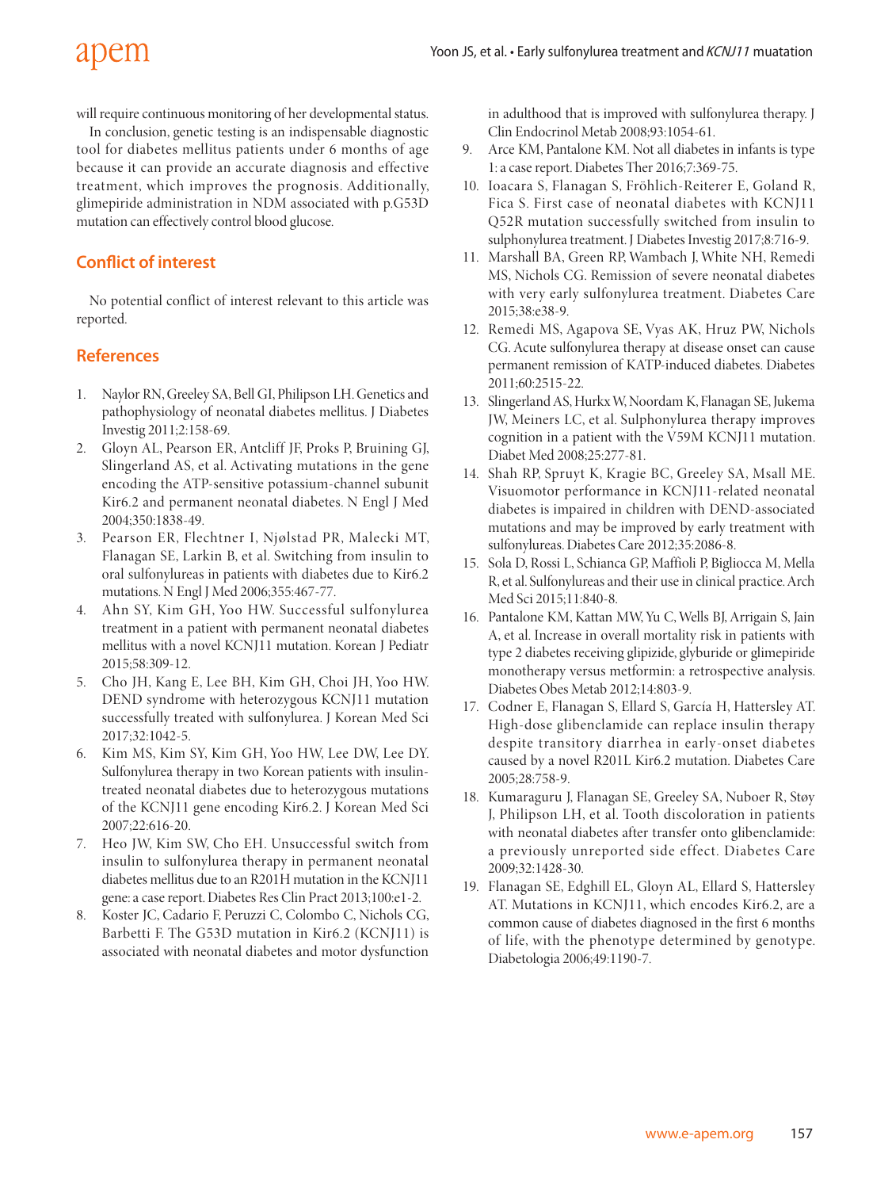will require continuous monitoring of her developmental status.

In conclusion, genetic testing is an indispensable diagnostic tool for diabetes mellitus patients under 6 months of age because it can provide an accurate diagnosis and effective treatment, which improves the prognosis. Additionally, glimepiride administration in NDM associated with p.G53D mutation can effectively control blood glucose.

## Conflict of interest

No potential conflict of interest relevant to this article was reported.

## References

1. Naylor RN, Greeley SA, Bell GI, Philipson LH. Genetics and pathophysiology of neonatal diabetes mellitus. J Diabetes Investig 2011;2:158-69.
2. Gloyn AL, Pearson ER, Antcliff JF, Proks P, Bruining GJ, Slingerland AS, et al. Activating mutations in the gene encoding the ATP-sensitive potassium-channel subunit Kir6.2 and permanent neonatal diabetes. N Engl J Med 2004;350:1838-49.
3. Pearson ER, Flechtner I, Njølstad PR, Malecki MT, Flanagan SE, Larkin B, et al. Switching from insulin to oral sulfonylureas in patients with diabetes due to Kir6.2 mutations. N Engl J Med 2006;355:467-77.
4. Ahn SY, Kim GH, Yoo HW. Successful sulfonylurea treatment in a patient with permanent neonatal diabetes mellitus with a novel KCNJ11 mutation. Korean J Pediatr 2015;58:309-12.
5. Cho JH, Kang E, Lee BH, Kim GH, Choi JH, Yoo HW. DEND syndrome with heterozygous KCNJ11 mutation successfully treated with sulfonylurea. J Korean Med Sci 2017;32:1042-5.
6. Kim MS, Kim SY, Kim GH, Yoo HW, Lee DW, Lee DY. Sulfonylurea therapy in two Korean patients with insulin-treated neonatal diabetes due to heterozygous mutations of the KCNJ11 gene encoding Kir6.2. J Korean Med Sci 2007;22:616-20.
7. Heo JW, Kim SW, Cho EH. Unsuccessful switch from insulin to sulfonylurea therapy in permanent neonatal diabetes mellitus due to an R201H mutation in the KCNJ11 gene: a case report. Diabetes Res Clin Pract 2013;100:e1-2.
8. Koster JC, Cadario F, Peruzzi C, Colombo C, Nichols CG, Barbetti F. The G53D mutation in Kir6.2 (KCNJ11) is associated with neonatal diabetes and motor dysfunction in adulthood that is improved with sulfonylurea therapy. J Clin Endocrinol Metab 2008;93:1054-61.
9. Arce KM, Pantalone KM. Not all diabetes in infants is type 1: a case report. Diabetes Ther 2016;7:369-75.
10. Ioacara S, Flanagan S, Fröhlich-Reiterer E, Goland R, Fica S. First case of neonatal diabetes with KCNJ11 Q52R mutation successfully switched from insulin to sulphonylurea treatment. J Diabetes Investig 2017;8:716-9.
11. Marshall BA, Green RP, Wambach J, White NH, Remedi MS, Nichols CG. Remission of severe neonatal diabetes with very early sulfonylurea treatment. Diabetes Care 2015;38:e38-9.
12. Remedi MS, Agapova SE, Vyas AK, Hruz PW, Nichols CG. Acute sulfonylurea therapy at disease onset can cause permanent remission of KATP-induced diabetes. Diabetes 2011;60:2515-22.
13. Slingerland AS, Hurkx W, Noordam K, Flanagan SE, Jukema JW, Meiners LC, et al. Sulphonylurea therapy improves cognition in a patient with the V59M KCNJ11 mutation. Diabet Med 2008;25:277-81.
14. Shah RP, Spruyt K, Kragie BC, Greeley SA, Msall ME. Visuomotor performance in KCNJ11-related neonatal diabetes is impaired in children with DEND-associated mutations and may be improved by early treatment with sulfonylureas. Diabetes Care 2012;35:2086-8.
15. Sola D, Rossi L, Schianca GP, Maffioli P, Bigliocca M, Mella R, et al. Sulfonylureas and their use in clinical practice. Arch Med Sci 2015;11:840-8.
16. Pantalone KM, Kattan MW, Yu C, Wells BJ, Arrigain S, Jain A, et al. Increase in overall mortality risk in patients with type 2 diabetes receiving glipizide, glyburide or glimepiride monotherapy versus metformin: a retrospective analysis. Diabetes Obes Metab 2012;14:803-9.
17. Codner E, Flanagan S, Ellard S, García H, Hattersley AT. High-dose glibenclamide can replace insulin therapy despite transitory diarrhea in early-onset diabetes caused by a novel R201L Kir6.2 mutation. Diabetes Care 2005;28:758-9.
18. Kumaraguru J, Flanagan SE, Greeley SA, Nuboer R, Støy J, Philipson LH, et al. Tooth discoloration in patients with neonatal diabetes after transfer onto glibenclamide: a previously unreported side effect. Diabetes Care 2009;32:1428-30.
19. Flanagan SE, Edghill EL, Gloyn AL, Ellard S, Hattersley AT. Mutations in KCNJ11, which encodes Kir6.2, are a common cause of diabetes diagnosed in the first 6 months of life, with the phenotype determined by genotype. Diabetologia 2006;49:1190-7.